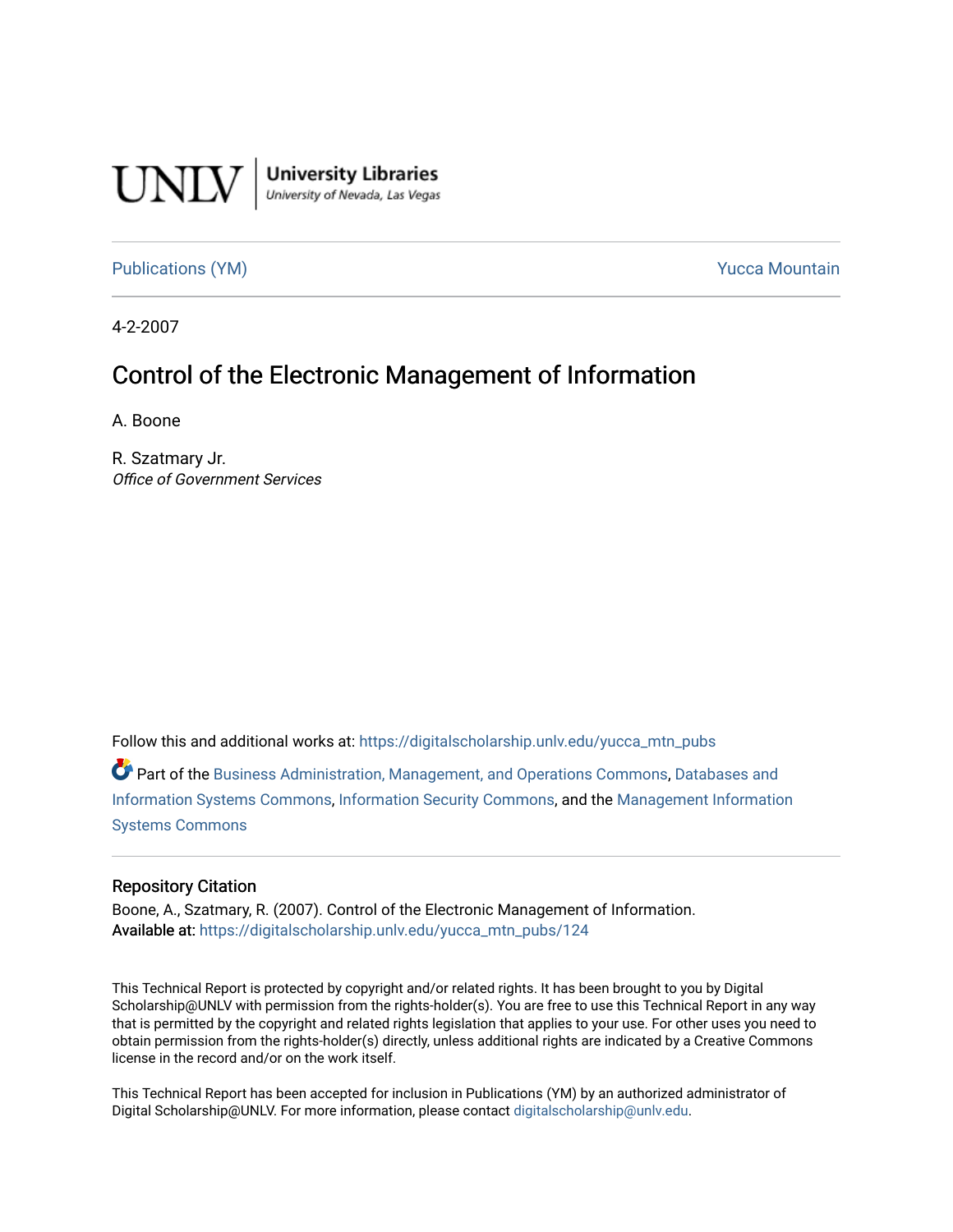UNLV | University Libraries
University of Nevada, Las Vegas

Publications (YM) Yucca Mountain

4-2-2007

# Control of the Electronic Management of Information

A. Boone

R. Szatmary Jr.
*Office of Government Services*

Follow this and additional works at: https://digitalscholarship.unlv.edu/yucca_mtn_pubs

Part of the Business Administration, Management, and Operations Commons, Databases and Information Systems Commons, Information Security Commons, and the Management Information Systems Commons

## Repository Citation

Boone, A., Szatmary, R. (2007). Control of the Electronic Management of Information.
Available at: https://digitalscholarship.unlv.edu/yucca_mtn_pubs/124

This Technical Report is protected by copyright and/or related rights. It has been brought to you by Digital Scholarship@UNLV with permission from the rights-holder(s). You are free to use this Technical Report in any way that is permitted by the copyright and related rights legislation that applies to your use. For other uses you need to obtain permission from the rights-holder(s) directly, unless additional rights are indicated by a Creative Commons license in the record and/or on the work itself.

This Technical Report has been accepted for inclusion in Publications (YM) by an authorized administrator of Digital Scholarship@UNLV. For more information, please contact digitalscholarship@unlv.edu.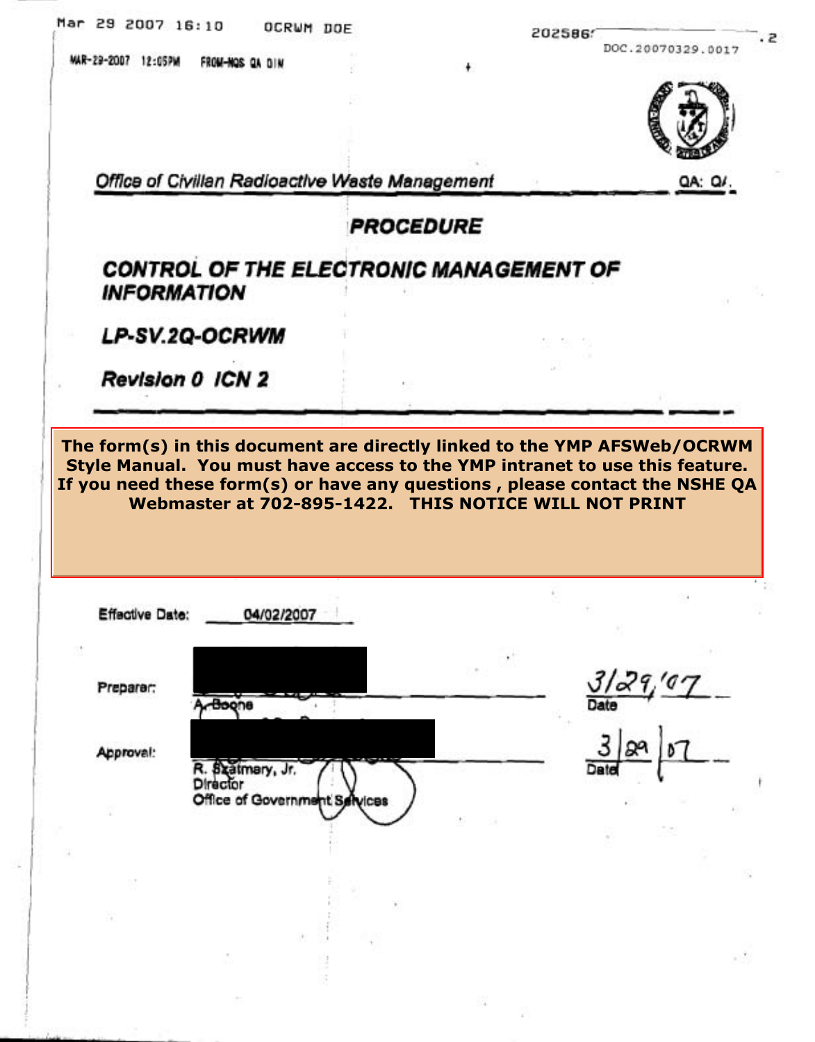Office of Civilian Radioactive Waste Management

QA: QA

# PROCEDURE

## CONTROL OF THE ELECTRONIC MANAGEMENT OF INFORMATION

## LP-SV.2Q-OCRWM

## Revision 0 ICN 2

**The form(s) in this document are directly linked to the YMP AFSWeb/OCRWM Style Manual. You must have access to the YMP intranet to use this feature. If you need these form(s) or have any questions , please contact the NSHE QA Webmaster at 702-895-1422. THIS NOTICE WILL NOT PRINT**

Effective Date: 04/02/2007

| | | |
|---|---|---|
| Preparer: | A. Boone | 3/29/07 Date |
| Approval: | R. Szatmary, Jr. Director Office of Government Services | 3/29/07 Date |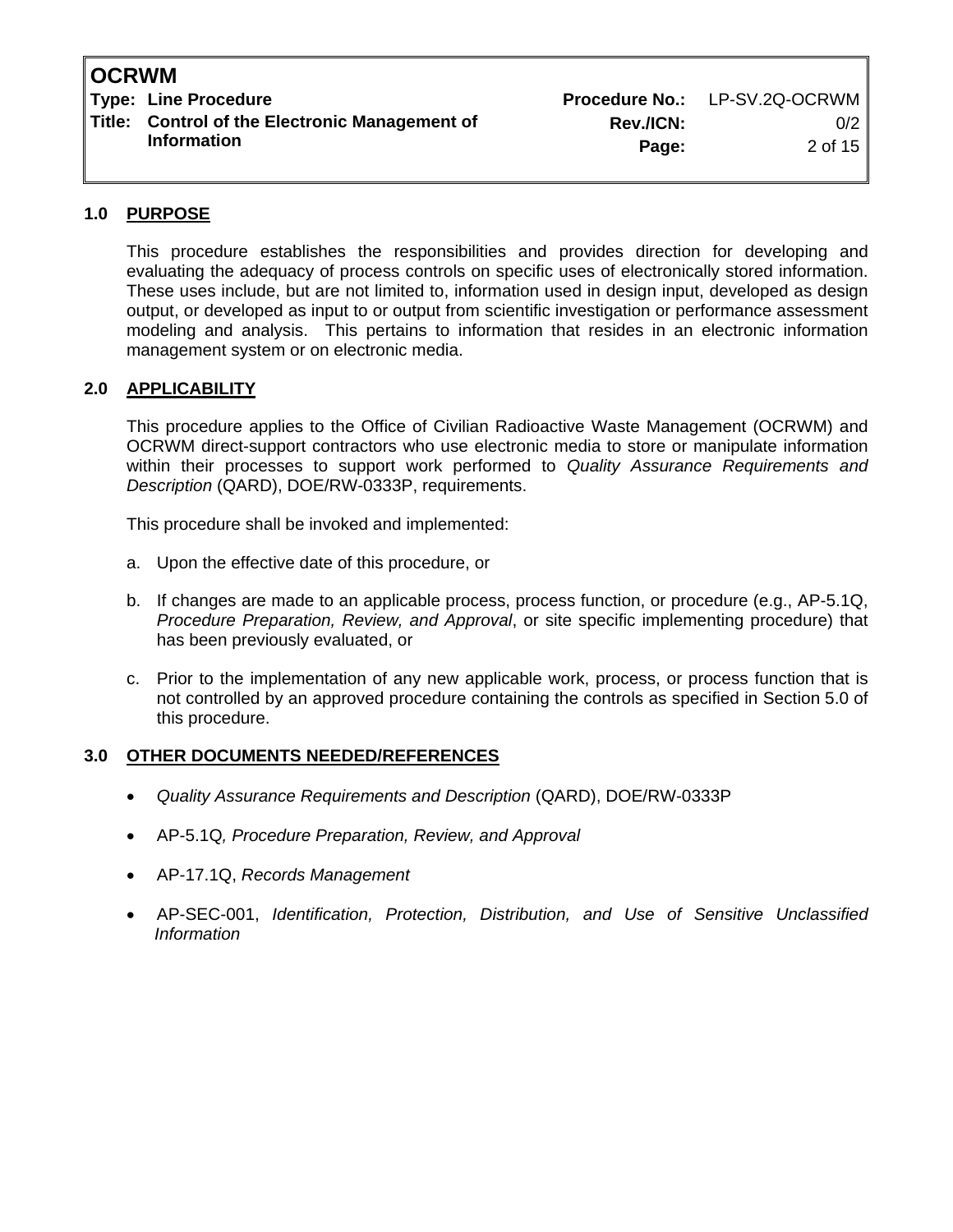## 1.0 PURPOSE

This procedure establishes the responsibilities and provides direction for developing and evaluating the adequacy of process controls on specific uses of electronically stored information. These uses include, but are not limited to, information used in design input, developed as design output, or developed as input to or output from scientific investigation or performance assessment modeling and analysis. This pertains to information that resides in an electronic information management system or on electronic media.

## 2.0 APPLICABILITY

This procedure applies to the Office of Civilian Radioactive Waste Management (OCRWM) and OCRWM direct-support contractors who use electronic media to store or manipulate information within their processes to support work performed to *Quality Assurance Requirements and Description* (QARD), DOE/RW-0333P, requirements.

This procedure shall be invoked and implemented:

a. Upon the effective date of this procedure, or

b. If changes are made to an applicable process, process function, or procedure (e.g., AP-5.1Q, *Procedure Preparation, Review, and Approval*, or site specific implementing procedure) that has been previously evaluated, or

c. Prior to the implementation of any new applicable work, process, or process function that is not controlled by an approved procedure containing the controls as specified in Section 5.0 of this procedure.

## 3.0 OTHER DOCUMENTS NEEDED/REFERENCES

- *Quality Assurance Requirements and Description* (QARD), DOE/RW-0333P
- AP-5.1Q*, Procedure Preparation, Review, and Approval*
- AP-17.1Q, *Records Management*
- AP-SEC-001, *Identification, Protection, Distribution, and Use of Sensitive Unclassified Information*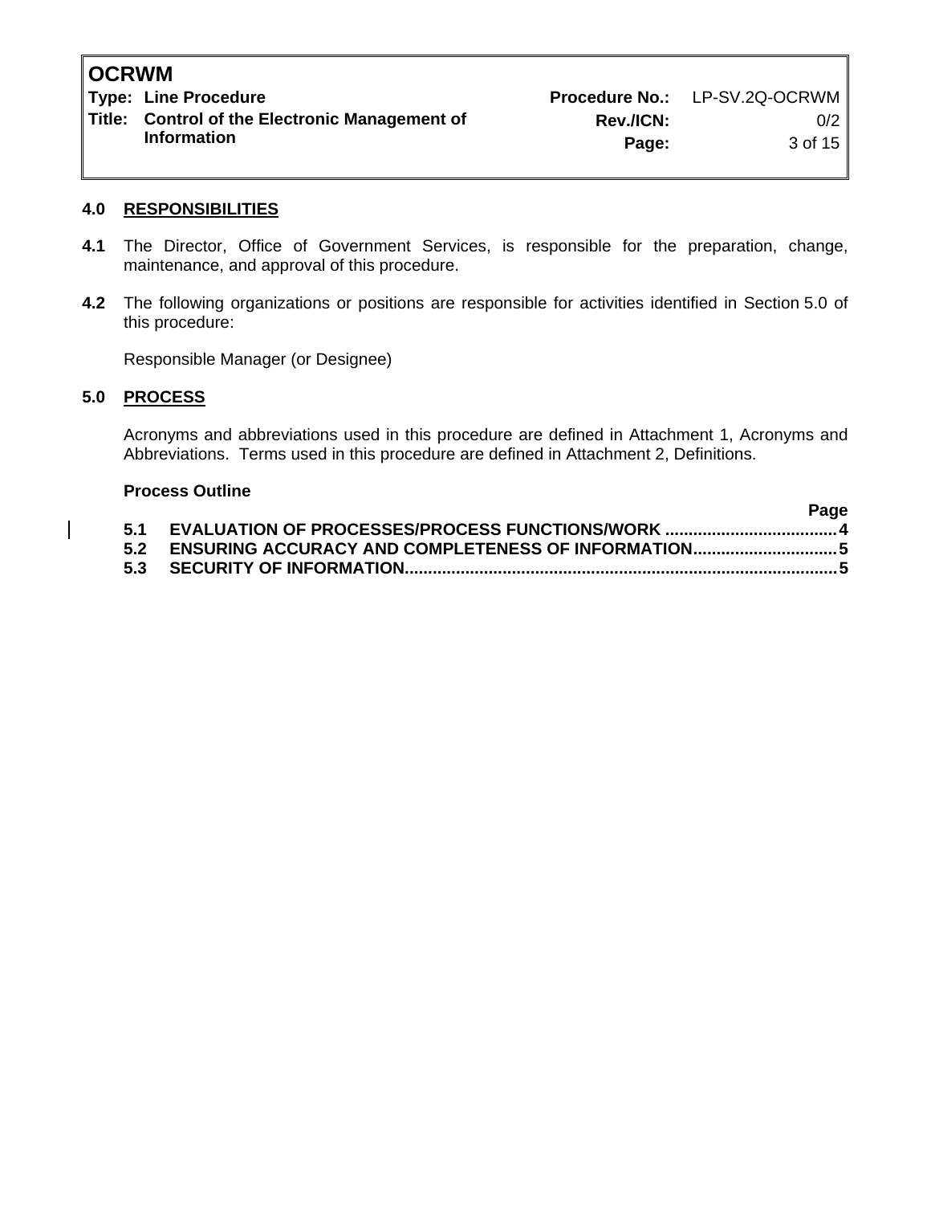## 4.0 RESPONSIBILITIES

**4.1** The Director, Office of Government Services, is responsible for the preparation, change, maintenance, and approval of this procedure.

**4.2** The following organizations or positions are responsible for activities identified in Section 5.0 of this procedure:

Responsible Manager (or Designee)

## 5.0 PROCESS

Acronyms and abbreviations used in this procedure are defined in Attachment 1, Acronyms and Abbreviations. Terms used in this procedure are defined in Attachment 2, Definitions.

**Process Outline**

| | | Page |
|---|---|---|
| **5.1** | **EVALUATION OF PROCESSES/PROCESS FUNCTIONS/WORK** | **4** |
| **5.2** | **ENSURING ACCURACY AND COMPLETENESS OF INFORMATION** | **5** |
| **5.3** | **SECURITY OF INFORMATION** | **5** |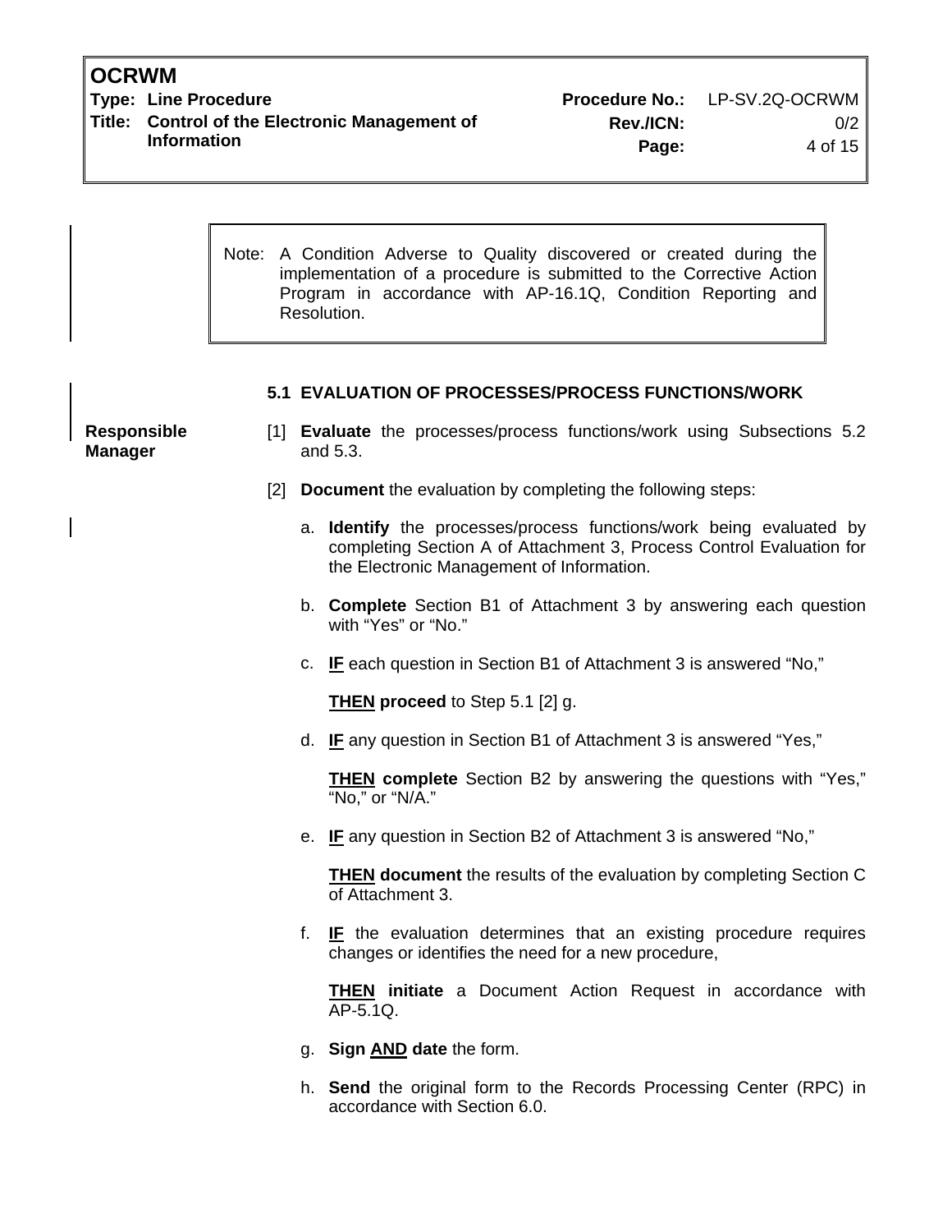> Note: A Condition Adverse to Quality discovered or created during the implementation of a procedure is submitted to the Corrective Action Program in accordance with AP-16.1Q, Condition Reporting and Resolution.

### 5.1 EVALUATION OF PROCESSES/PROCESS FUNCTIONS/WORK

**Responsible Manager**

[1] **Evaluate** the processes/process functions/work using Subsections 5.2 and 5.3.

[2] **Document** the evaluation by completing the following steps:

a. **Identify** the processes/process functions/work being evaluated by completing Section A of Attachment 3, Process Control Evaluation for the Electronic Management of Information.

b. **Complete** Section B1 of Attachment 3 by answering each question with "Yes" or "No."

c. **IF** each question in Section B1 of Attachment 3 is answered "No,"

**THEN proceed** to Step 5.1 [2] g.

d. **IF** any question in Section B1 of Attachment 3 is answered "Yes,"

**THEN complete** Section B2 by answering the questions with "Yes," "No," or "N/A."

e. **IF** any question in Section B2 of Attachment 3 is answered "No,"

**THEN document** the results of the evaluation by completing Section C of Attachment 3.

f. **IF** the evaluation determines that an existing procedure requires changes or identifies the need for a new procedure,

**THEN initiate** a Document Action Request in accordance with AP-5.1Q.

g. **Sign AND date** the form.

h. **Send** the original form to the Records Processing Center (RPC) in accordance with Section 6.0.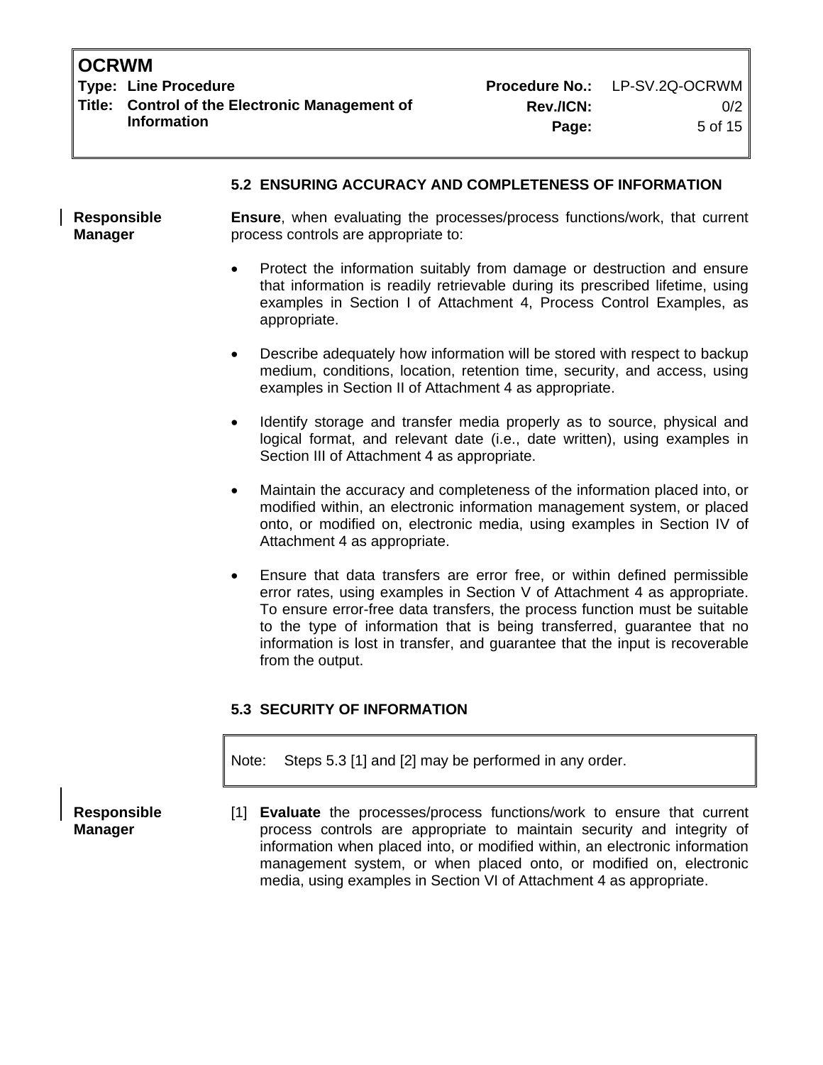### 5.2 ENSURING ACCURACY AND COMPLETENESS OF INFORMATION

**Responsible Manager**

**Ensure**, when evaluating the processes/process functions/work, that current process controls are appropriate to:

- Protect the information suitably from damage or destruction and ensure that information is readily retrievable during its prescribed lifetime, using examples in Section I of Attachment 4, Process Control Examples, as appropriate.
- Describe adequately how information will be stored with respect to backup medium, conditions, location, retention time, security, and access, using examples in Section II of Attachment 4 as appropriate.
- Identify storage and transfer media properly as to source, physical and logical format, and relevant date (i.e., date written), using examples in Section III of Attachment 4 as appropriate.
- Maintain the accuracy and completeness of the information placed into, or modified within, an electronic information management system, or placed onto, or modified on, electronic media, using examples in Section IV of Attachment 4 as appropriate.
- Ensure that data transfers are error free, or within defined permissible error rates, using examples in Section V of Attachment 4 as appropriate. To ensure error-free data transfers, the process function must be suitable to the type of information that is being transferred, guarantee that no information is lost in transfer, and guarantee that the input is recoverable from the output.

### 5.3 SECURITY OF INFORMATION

> Note: Steps 5.3 [1] and [2] may be performed in any order.

**Responsible Manager**

[1] **Evaluate** the processes/process functions/work to ensure that current process controls are appropriate to maintain security and integrity of information when placed into, or modified within, an electronic information management system, or when placed onto, or modified on, electronic media, using examples in Section VI of Attachment 4 as appropriate.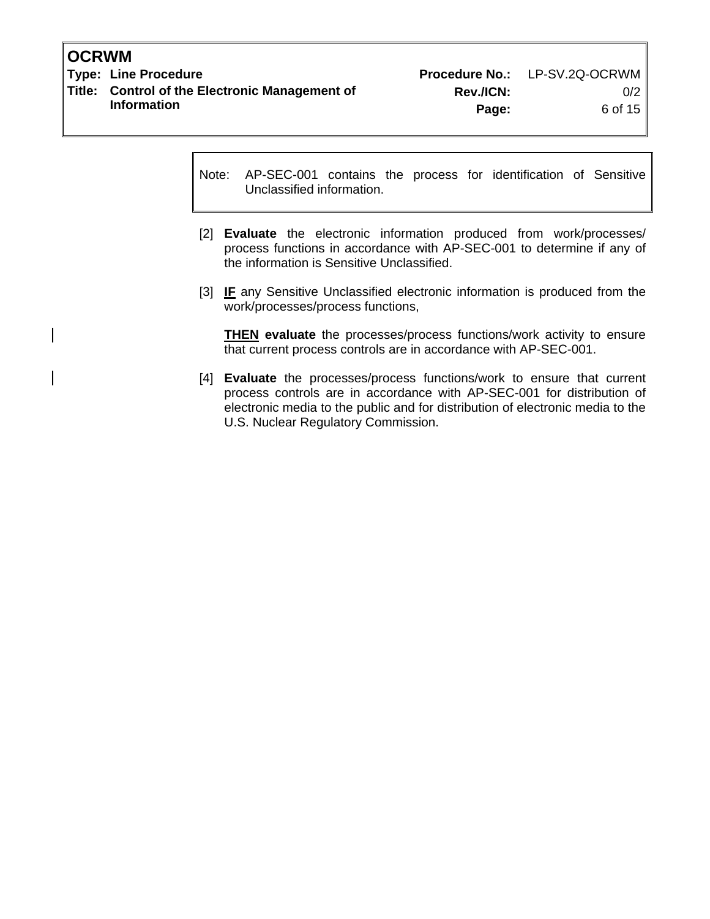> Note: AP-SEC-001 contains the process for identification of Sensitive Unclassified information.

[2] **Evaluate** the electronic information produced from work/processes/ process functions in accordance with AP-SEC-001 to determine if any of the information is Sensitive Unclassified.

[3] **IF** any Sensitive Unclassified electronic information is produced from the work/processes/process functions,

**THEN evaluate** the processes/process functions/work activity to ensure that current process controls are in accordance with AP-SEC-001.

[4] **Evaluate** the processes/process functions/work to ensure that current process controls are in accordance with AP-SEC-001 for distribution of electronic media to the public and for distribution of electronic media to the U.S. Nuclear Regulatory Commission.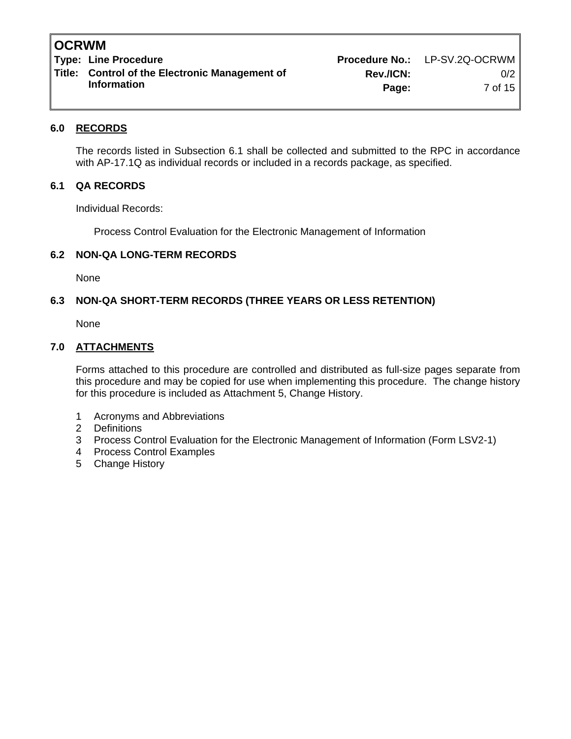## 6.0 RECORDS

The records listed in Subsection 6.1 shall be collected and submitted to the RPC in accordance with AP-17.1Q as individual records or included in a records package, as specified.

### 6.1 QA RECORDS

Individual Records:

Process Control Evaluation for the Electronic Management of Information

### 6.2 NON-QA LONG-TERM RECORDS

None

### 6.3 NON-QA SHORT-TERM RECORDS (THREE YEARS OR LESS RETENTION)

None

## 7.0 ATTACHMENTS

Forms attached to this procedure are controlled and distributed as full-size pages separate from this procedure and may be copied for use when implementing this procedure. The change history for this procedure is included as Attachment 5, Change History.

1 Acronyms and Abbreviations
2 Definitions
3 Process Control Evaluation for the Electronic Management of Information (Form LSV2-1)
4 Process Control Examples
5 Change History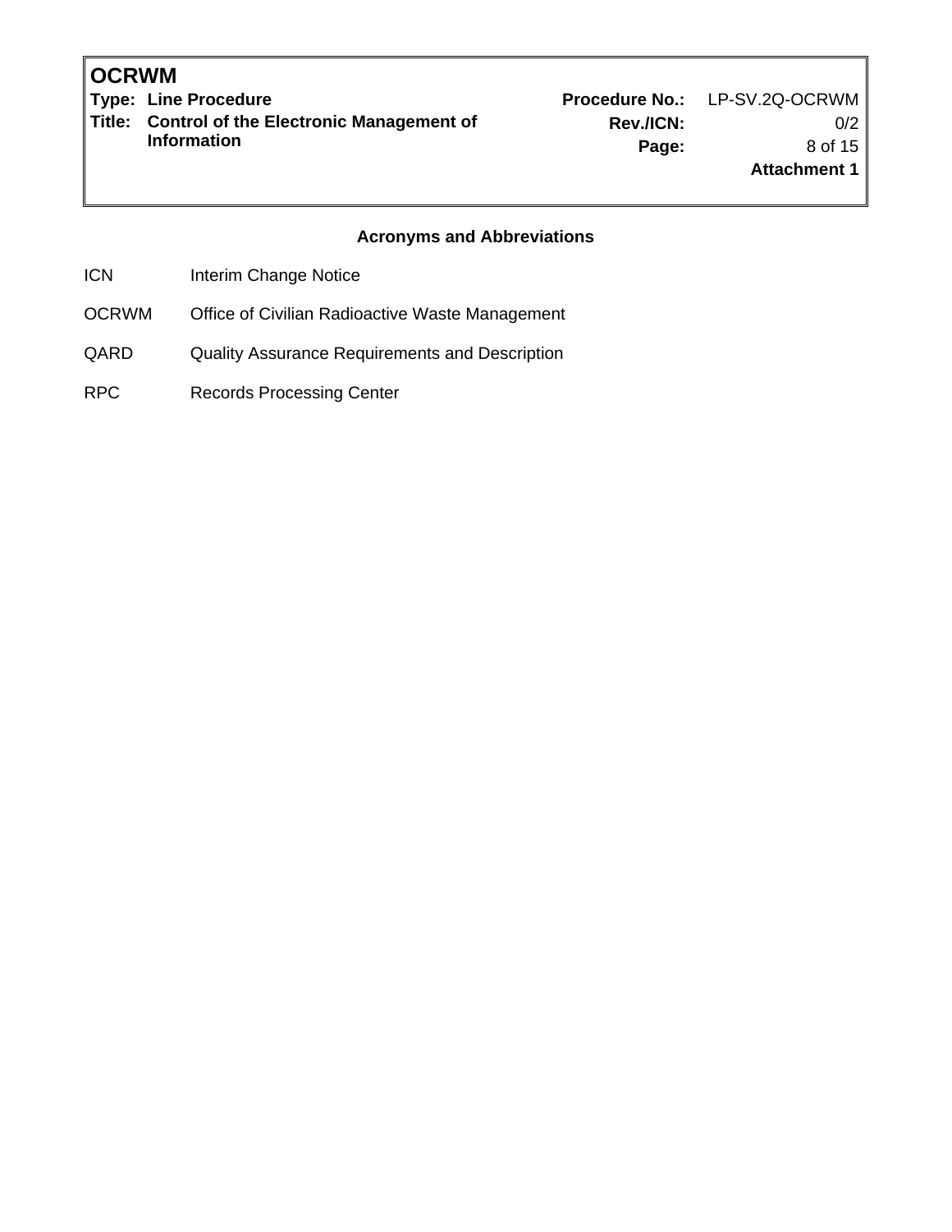## Acronyms and Abbreviations

| | |
|---|---|
| ICN | Interim Change Notice |
| OCRWM | Office of Civilian Radioactive Waste Management |
| QARD | Quality Assurance Requirements and Description |
| RPC | Records Processing Center |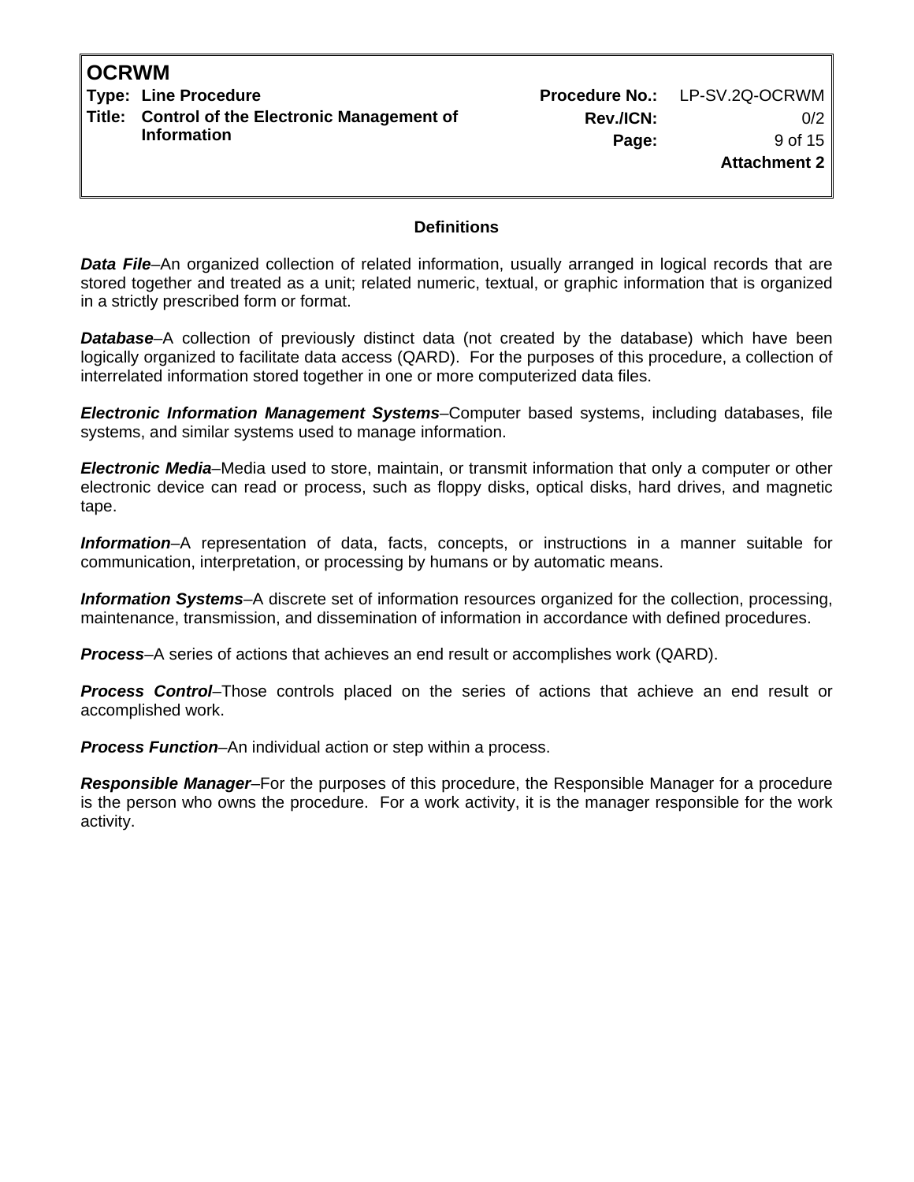## Definitions

***Data File***–An organized collection of related information, usually arranged in logical records that are stored together and treated as a unit; related numeric, textual, or graphic information that is organized in a strictly prescribed form or format.

***Database***–A collection of previously distinct data (not created by the database) which have been logically organized to facilitate data access (QARD). For the purposes of this procedure, a collection of interrelated information stored together in one or more computerized data files.

***Electronic Information Management Systems***–Computer based systems, including databases, file systems, and similar systems used to manage information.

***Electronic Media***–Media used to store, maintain, or transmit information that only a computer or other electronic device can read or process, such as floppy disks, optical disks, hard drives, and magnetic tape.

***Information***–A representation of data, facts, concepts, or instructions in a manner suitable for communication, interpretation, or processing by humans or by automatic means.

***Information Systems***–A discrete set of information resources organized for the collection, processing, maintenance, transmission, and dissemination of information in accordance with defined procedures.

***Process***–A series of actions that achieves an end result or accomplishes work (QARD).

***Process Control***–Those controls placed on the series of actions that achieve an end result or accomplished work.

***Process Function***–An individual action or step within a process.

***Responsible Manager***–For the purposes of this procedure, the Responsible Manager for a procedure is the person who owns the procedure. For a work activity, it is the manager responsible for the work activity.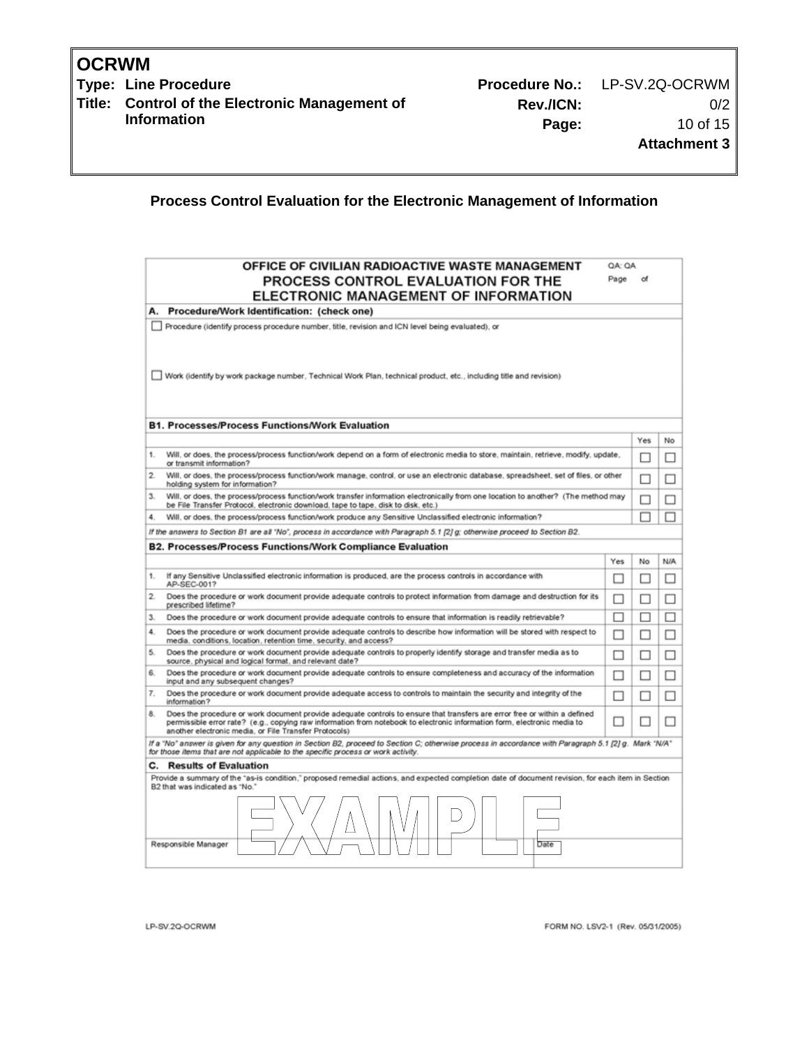# Process Control Evaluation for the Electronic Management of Information

**OFFICE OF CIVILIAN RADIOACTIVE WASTE MANAGEMENT**
**PROCESS CONTROL EVALUATION FOR THE ELECTRONIC MANAGEMENT OF INFORMATION**

QA: QA

Page of

## A. Procedure/Work Identification: (check one)

☐ Procedure (identify process procedure number, title, revision and ICN level being evaluated), or

☐ Work (identify by work package number, Technical Work Plan, technical product, etc., including title and revision)

## B1. Processes/Process Functions/Work Evaluation

| | | Yes | No |
|---|---|---|---|
| 1. | Will, or does, the process/process function/work depend on a form of electronic media to store, maintain, retrieve, modify, update, or transmit information? | ☐ | ☐ |
| 2. | Will, or does, the process/process function/work manage, control, or use an electronic database, spreadsheet, set of files, or other holding system for information? | ☐ | ☐ |
| 3. | Will, or does, the process/process function/work transfer information electronically from one location to another? (The method may be File Transfer Protocol, electronic download, tape to tape, disk to disk, etc.) | ☐ | ☐ |
| 4. | Will, or does, the process/process function/work produce any Sensitive Unclassified electronic information? | ☐ | ☐ |

*If the answers to Section B1 are all "No", process in accordance with Paragraph 5.1 [2] g; otherwise proceed to Section B2.*

## B2. Processes/Process Functions/Work Compliance Evaluation

| | | Yes | No | N/A |
|---|---|---|---|---|
| 1. | If any Sensitive Unclassified electronic information is produced, are the process controls in accordance with AP-SEC-001? | ☐ | ☐ | ☐ |
| 2. | Does the procedure or work document provide adequate controls to protect information from damage and destruction for its prescribed lifetime? | ☐ | ☐ | ☐ |
| 3. | Does the procedure or work document provide adequate controls to ensure that information is readily retrievable? | ☐ | ☐ | ☐ |
| 4. | Does the procedure or work document provide adequate controls to describe how information will be stored with respect to media, conditions, location, retention time, security, and access? | ☐ | ☐ | ☐ |
| 5. | Does the procedure or work document provide adequate controls to properly identify storage and transfer media as to source, physical and logical format, and relevant date? | ☐ | ☐ | ☐ |
| 6. | Does the procedure or work document provide adequate controls to ensure completeness and accuracy of the information input and any subsequent changes? | ☐ | ☐ | ☐ |
| 7. | Does the procedure or work document provide adequate access to controls to maintain the security and integrity of the information? | ☐ | ☐ | ☐ |
| 8. | Does the procedure or work document provide adequate controls to ensure that transfers are error free or within a defined permissible error rate? (e.g., copying raw information from notebook to electronic information form, electronic media to another electronic media, or File Transfer Protocols) | ☐ | ☐ | ☐ |

*If a "No" answer is given for any question in Section B2, proceed to Section C; otherwise process in accordance with Paragraph 5.1 [2] g. Mark "N/A" for those items that are not applicable to the specific process or work activity.*

## C. Results of Evaluation

Provide a summary of the "as-is condition," proposed remedial actions, and expected completion date of document revision, for each item in Section B2 that was indicated as "No."

EXAMPLE

| Responsible Manager | | Date | |
|---|---|---|---|

LP-SV.2Q-OCRWM

FORM NO. LSV2-1 (Rev. 05/31/2005)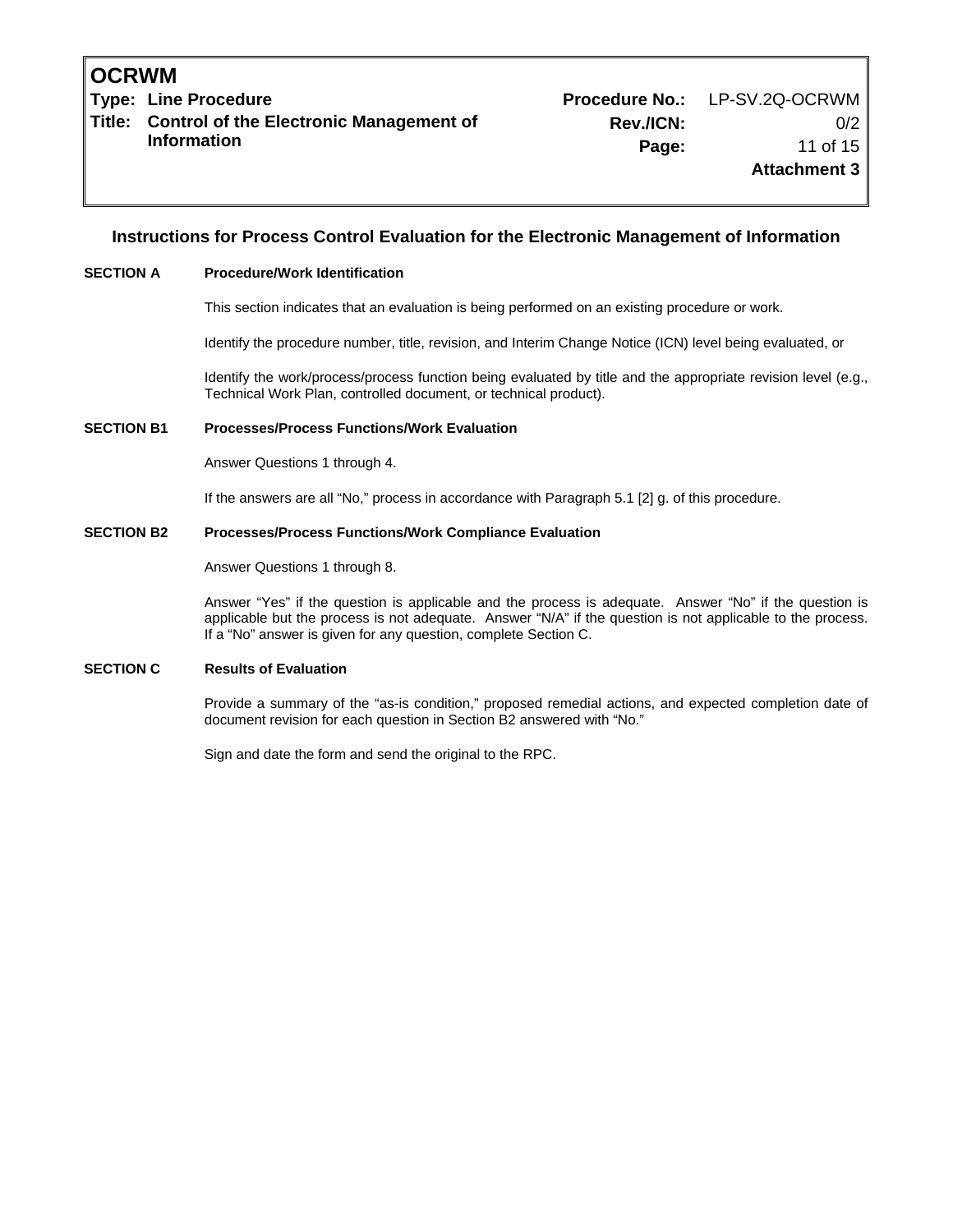## Instructions for Process Control Evaluation for the Electronic Management of Information

**SECTION A Procedure/Work Identification**

This section indicates that an evaluation is being performed on an existing procedure or work.

Identify the procedure number, title, revision, and Interim Change Notice (ICN) level being evaluated, or

Identify the work/process/process function being evaluated by title and the appropriate revision level (e.g., Technical Work Plan, controlled document, or technical product).

**SECTION B1 Processes/Process Functions/Work Evaluation**

Answer Questions 1 through 4.

If the answers are all "No," process in accordance with Paragraph 5.1 [2] g. of this procedure.

**SECTION B2 Processes/Process Functions/Work Compliance Evaluation**

Answer Questions 1 through 8.

Answer "Yes" if the question is applicable and the process is adequate. Answer "No" if the question is applicable but the process is not adequate. Answer "N/A" if the question is not applicable to the process. If a "No" answer is given for any question, complete Section C.

**SECTION C Results of Evaluation**

Provide a summary of the "as-is condition," proposed remedial actions, and expected completion date of document revision for each question in Section B2 answered with "No."

Sign and date the form and send the original to the RPC.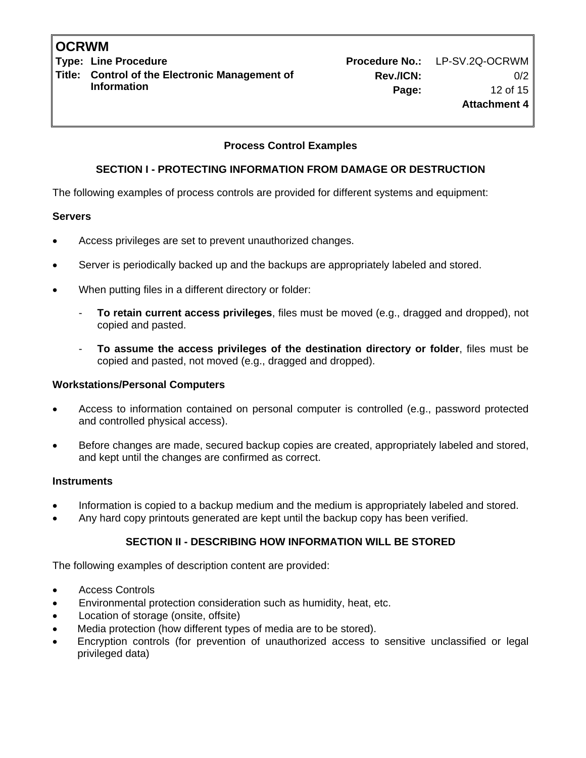## Process Control Examples

### SECTION I - PROTECTING INFORMATION FROM DAMAGE OR DESTRUCTION

The following examples of process controls are provided for different systems and equipment:

**Servers**

- Access privileges are set to prevent unauthorized changes.
- Server is periodically backed up and the backups are appropriately labeled and stored.
- When putting files in a different directory or folder:
  - **To retain current access privileges**, files must be moved (e.g., dragged and dropped), not copied and pasted.
  - **To assume the access privileges of the destination directory or folder**, files must be copied and pasted, not moved (e.g., dragged and dropped).

**Workstations/Personal Computers**

- Access to information contained on personal computer is controlled (e.g., password protected and controlled physical access).
- Before changes are made, secured backup copies are created, appropriately labeled and stored, and kept until the changes are confirmed as correct.

**Instruments**

- Information is copied to a backup medium and the medium is appropriately labeled and stored.
- Any hard copy printouts generated are kept until the backup copy has been verified.

### SECTION II - DESCRIBING HOW INFORMATION WILL BE STORED

The following examples of description content are provided:

- Access Controls
- Environmental protection consideration such as humidity, heat, etc.
- Location of storage (onsite, offsite)
- Media protection (how different types of media are to be stored).
- Encryption controls (for prevention of unauthorized access to sensitive unclassified or legal privileged data)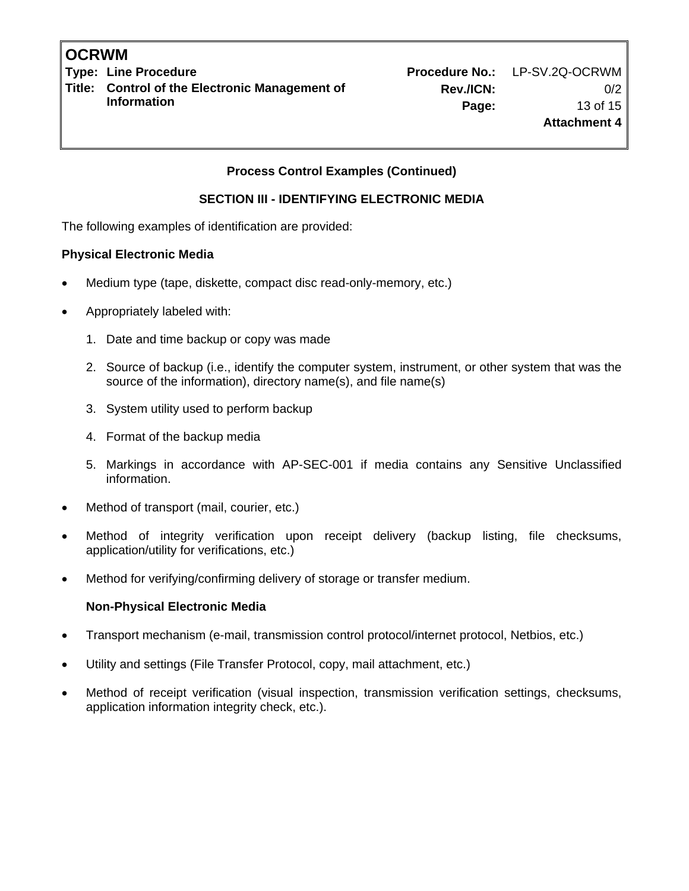**Process Control Examples (Continued)**

**SECTION III - IDENTIFYING ELECTRONIC MEDIA**

The following examples of identification are provided:

**Physical Electronic Media**

- Medium type (tape, diskette, compact disc read-only-memory, etc.)
- Appropriately labeled with:
  1. Date and time backup or copy was made
  2. Source of backup (i.e., identify the computer system, instrument, or other system that was the source of the information), directory name(s), and file name(s)
  3. System utility used to perform backup
  4. Format of the backup media
  5. Markings in accordance with AP-SEC-001 if media contains any Sensitive Unclassified information.
- Method of transport (mail, courier, etc.)
- Method of integrity verification upon receipt delivery (backup listing, file checksums, application/utility for verifications, etc.)
- Method for verifying/confirming delivery of storage or transfer medium.

**Non-Physical Electronic Media**

- Transport mechanism (e-mail, transmission control protocol/internet protocol, Netbios, etc.)
- Utility and settings (File Transfer Protocol, copy, mail attachment, etc.)
- Method of receipt verification (visual inspection, transmission verification settings, checksums, application information integrity check, etc.).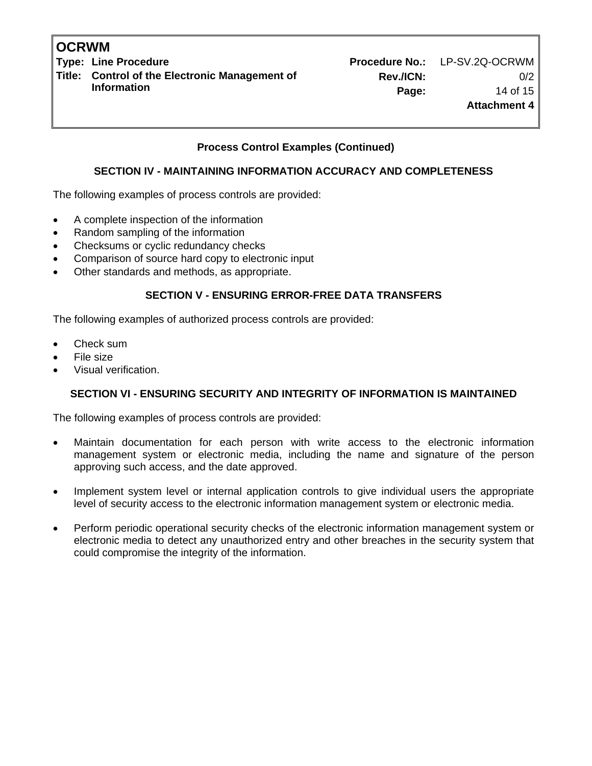**Process Control Examples (Continued)**

## SECTION IV - MAINTAINING INFORMATION ACCURACY AND COMPLETENESS

The following examples of process controls are provided:

- A complete inspection of the information
- Random sampling of the information
- Checksums or cyclic redundancy checks
- Comparison of source hard copy to electronic input
- Other standards and methods, as appropriate.

## SECTION V - ENSURING ERROR-FREE DATA TRANSFERS

The following examples of authorized process controls are provided:

- Check sum
- File size
- Visual verification.

## SECTION VI - ENSURING SECURITY AND INTEGRITY OF INFORMATION IS MAINTAINED

The following examples of process controls are provided:

- Maintain documentation for each person with write access to the electronic information management system or electronic media, including the name and signature of the person approving such access, and the date approved.

- Implement system level or internal application controls to give individual users the appropriate level of security access to the electronic information management system or electronic media.

- Perform periodic operational security checks of the electronic information management system or electronic media to detect any unauthorized entry and other breaches in the security system that could compromise the integrity of the information.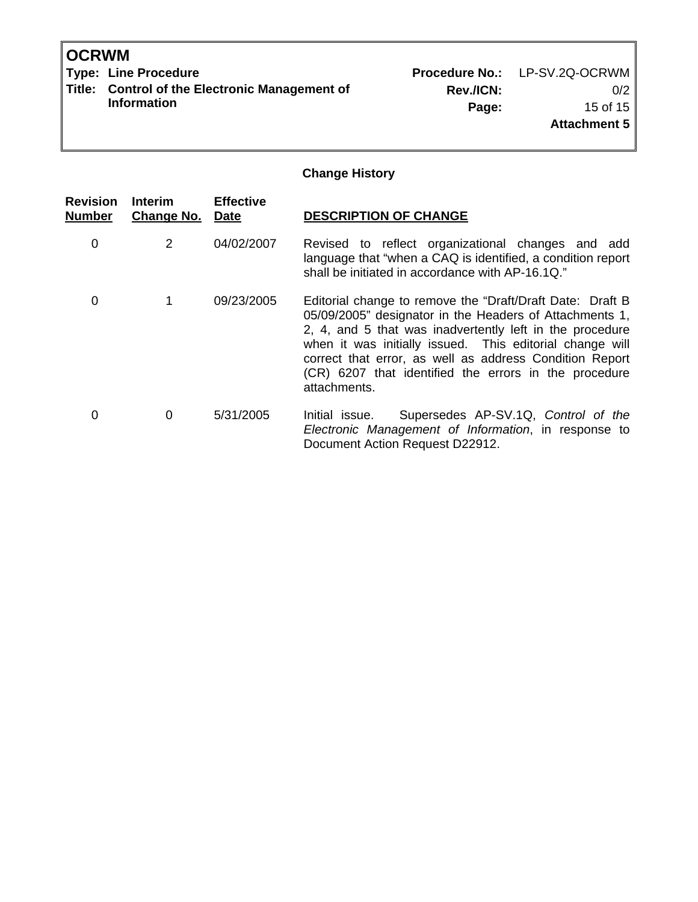## Change History

| Revision Number | Interim Change No. | Effective Date | DESCRIPTION OF CHANGE |
|---|---|---|---|
| 0 | 2 | 04/02/2007 | Revised to reflect organizational changes and add language that "when a CAQ is identified, a condition report shall be initiated in accordance with AP-16.1Q." |
| 0 | 1 | 09/23/2005 | Editorial change to remove the "Draft/Draft Date: Draft B 05/09/2005" designator in the Headers of Attachments 1, 2, 4, and 5 that was inadvertently left in the procedure when it was initially issued. This editorial change will correct that error, as well as address Condition Report (CR) 6207 that identified the errors in the procedure attachments. |
| 0 | 0 | 5/31/2005 | Initial issue. Supersedes AP-SV.1Q, *Control of the Electronic Management of Information*, in response to Document Action Request D22912. |